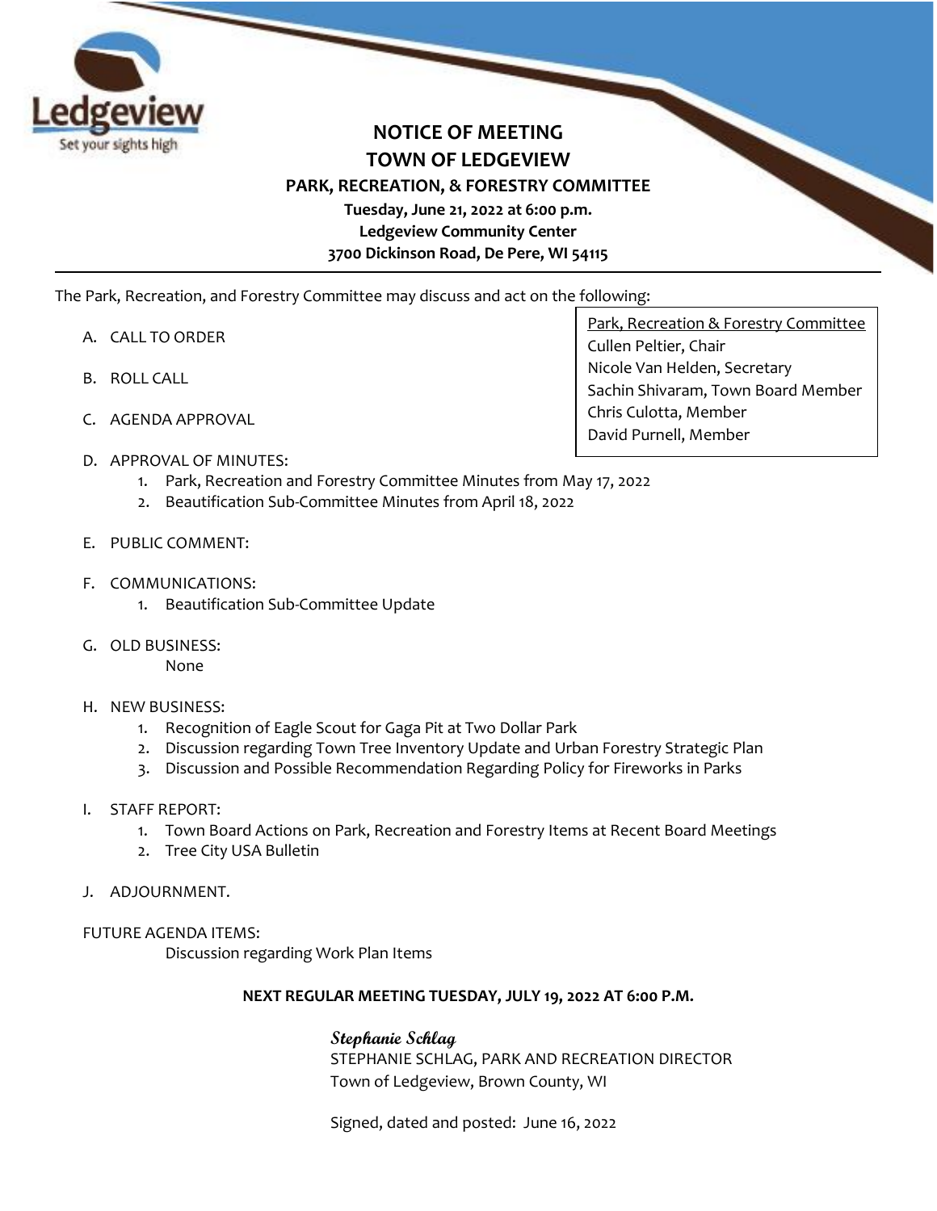# NOTICE OF MEETING
# TOWN OF LEDGEVIEW
## PARK, RECREATION, & FORESTRY COMMITTEE

**Tuesday, June 21, 2022 at 6:00 p.m.**
**Ledgeview Community Center**
**3700 Dickinson Road, De Pere, WI 54115**

---

The Park, Recreation, and Forestry Committee may discuss and act on the following:

Park, Recreation & Forestry Committee
Cullen Peltier, Chair
Nicole Van Helden, Secretary
Sachin Shivaram, Town Board Member
Chris Culotta, Member
David Purnell, Member

A. CALL TO ORDER

B. ROLL CALL

C. AGENDA APPROVAL

D. APPROVAL OF MINUTES:
   1. Park, Recreation and Forestry Committee Minutes from May 17, 2022
   2. Beautification Sub-Committee Minutes from April 18, 2022

E. PUBLIC COMMENT:

F. COMMUNICATIONS:
   1. Beautification Sub-Committee Update

G. OLD BUSINESS:
   None

H. NEW BUSINESS:
   1. Recognition of Eagle Scout for Gaga Pit at Two Dollar Park
   2. Discussion regarding Town Tree Inventory Update and Urban Forestry Strategic Plan
   3. Discussion and Possible Recommendation Regarding Policy for Fireworks in Parks

I. STAFF REPORT:
   1. Town Board Actions on Park, Recreation and Forestry Items at Recent Board Meetings
   2. Tree City USA Bulletin

J. ADJOURNMENT.

FUTURE AGENDA ITEMS:
   Discussion regarding Work Plan Items

**NEXT REGULAR MEETING TUESDAY, JULY 19, 2022 AT 6:00 P.M.**

*Stephanie Schlag*
STEPHANIE SCHLAG, PARK AND RECREATION DIRECTOR
Town of Ledgeview, Brown County, WI

Signed, dated and posted: June 16, 2022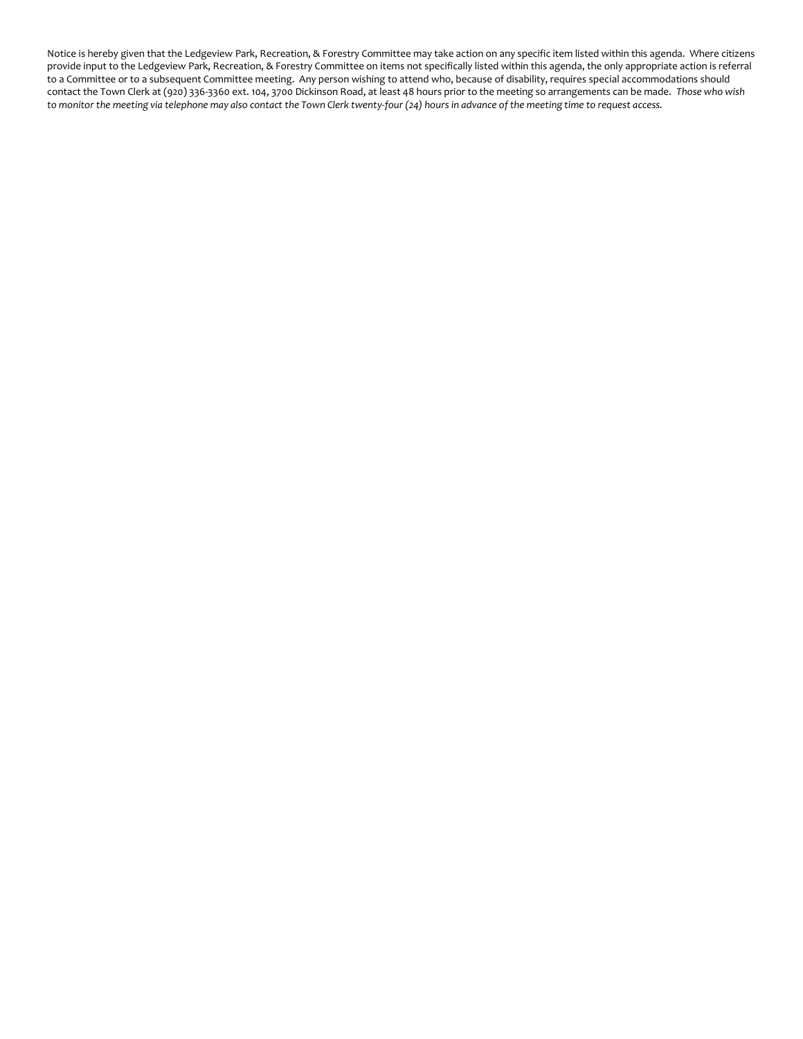Notice is hereby given that the Ledgeview Park, Recreation, & Forestry Committee may take action on any specific item listed within this agenda. Where citizens provide input to the Ledgeview Park, Recreation, & Forestry Committee on items not specifically listed within this agenda, the only appropriate action is referral to a Committee or to a subsequent Committee meeting. Any person wishing to attend who, because of disability, requires special accommodations should contact the Town Clerk at (920) 336-3360 ext. 104, 3700 Dickinson Road, at least 48 hours prior to the meeting so arrangements can be made. *Those who wish to monitor the meeting via telephone may also contact the Town Clerk twenty-four (24) hours in advance of the meeting time to request access.*